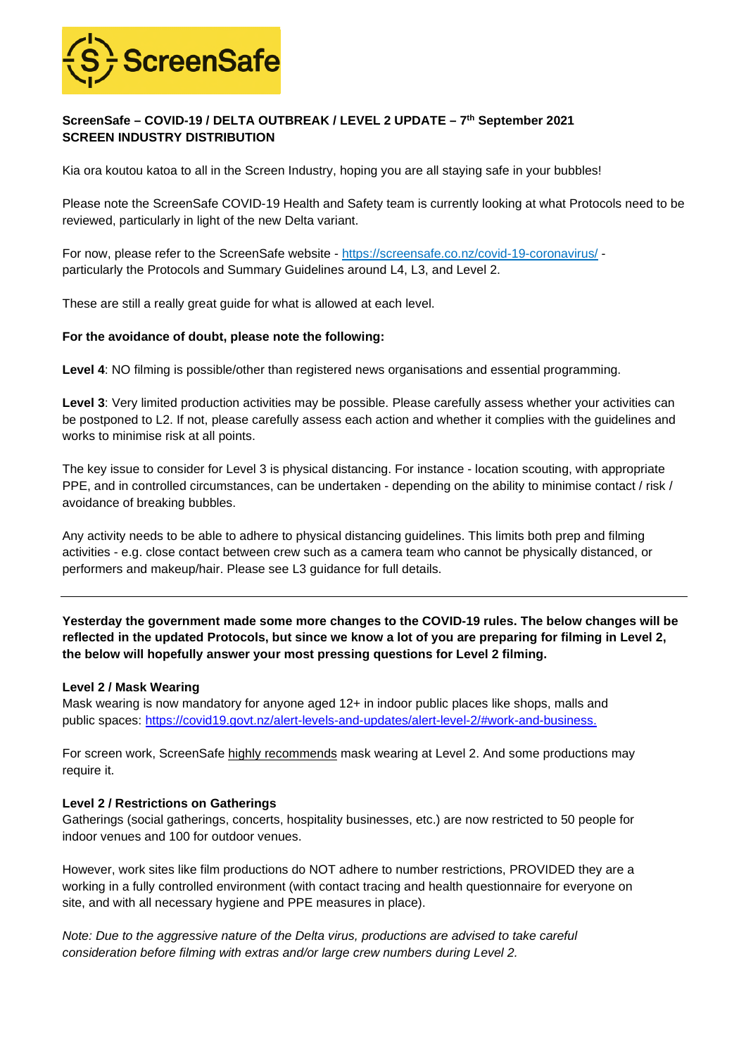ScreenSafe

**ScreenSafe – COVID-19 / DELTA OUTBREAK / LEVEL 2 UPDATE – 7th September 2021**
**SCREEN INDUSTRY DISTRIBUTION**

Kia ora koutou katoa to all in the Screen Industry, hoping you are all staying safe in your bubbles!

Please note the ScreenSafe COVID-19 Health and Safety team is currently looking at what Protocols need to be reviewed, particularly in light of the new Delta variant.

For now, please refer to the ScreenSafe website - [https://screensafe.co.nz/covid-19-coronavirus/](https://screensafe.co.nz/covid-19-coronavirus/) - particularly the Protocols and Summary Guidelines around L4, L3, and Level 2.

These are still a really great guide for what is allowed at each level.

**For the avoidance of doubt, please note the following:**

**Level 4**: NO filming is possible/other than registered news organisations and essential programming.

**Level 3**: Very limited production activities may be possible. Please carefully assess whether your activities can be postponed to L2. If not, please carefully assess each action and whether it complies with the guidelines and works to minimise risk at all points.

The key issue to consider for Level 3 is physical distancing. For instance - location scouting, with appropriate PPE, and in controlled circumstances, can be undertaken - depending on the ability to minimise contact / risk / avoidance of breaking bubbles.

Any activity needs to be able to adhere to physical distancing guidelines. This limits both prep and filming activities - e.g. close contact between crew such as a camera team who cannot be physically distanced, or performers and makeup/hair. Please see L3 guidance for full details.

---

**Yesterday the government made some more changes to the COVID-19 rules. The below changes will be reflected in the updated Protocols, but since we know a lot of you are preparing for filming in Level 2, the below will hopefully answer your most pressing questions for Level 2 filming.**

**Level 2 / Mask Wearing**
Mask wearing is now mandatory for anyone aged 12+ in indoor public places like shops, malls and public spaces: [https://covid19.govt.nz/alert-levels-and-updates/alert-level-2/#work-and-business.](https://covid19.govt.nz/alert-levels-and-updates/alert-level-2/#work-and-business.)

For screen work, ScreenSafe highly recommends mask wearing at Level 2. And some productions may require it.

**Level 2 / Restrictions on Gatherings**
Gatherings (social gatherings, concerts, hospitality businesses, etc.) are now restricted to 50 people for indoor venues and 100 for outdoor venues.

However, work sites like film productions do NOT adhere to number restrictions, PROVIDED they are a working in a fully controlled environment (with contact tracing and health questionnaire for everyone on site, and with all necessary hygiene and PPE measures in place).

*Note: Due to the aggressive nature of the Delta virus, productions are advised to take careful consideration before filming with extras and/or large crew numbers during Level 2.*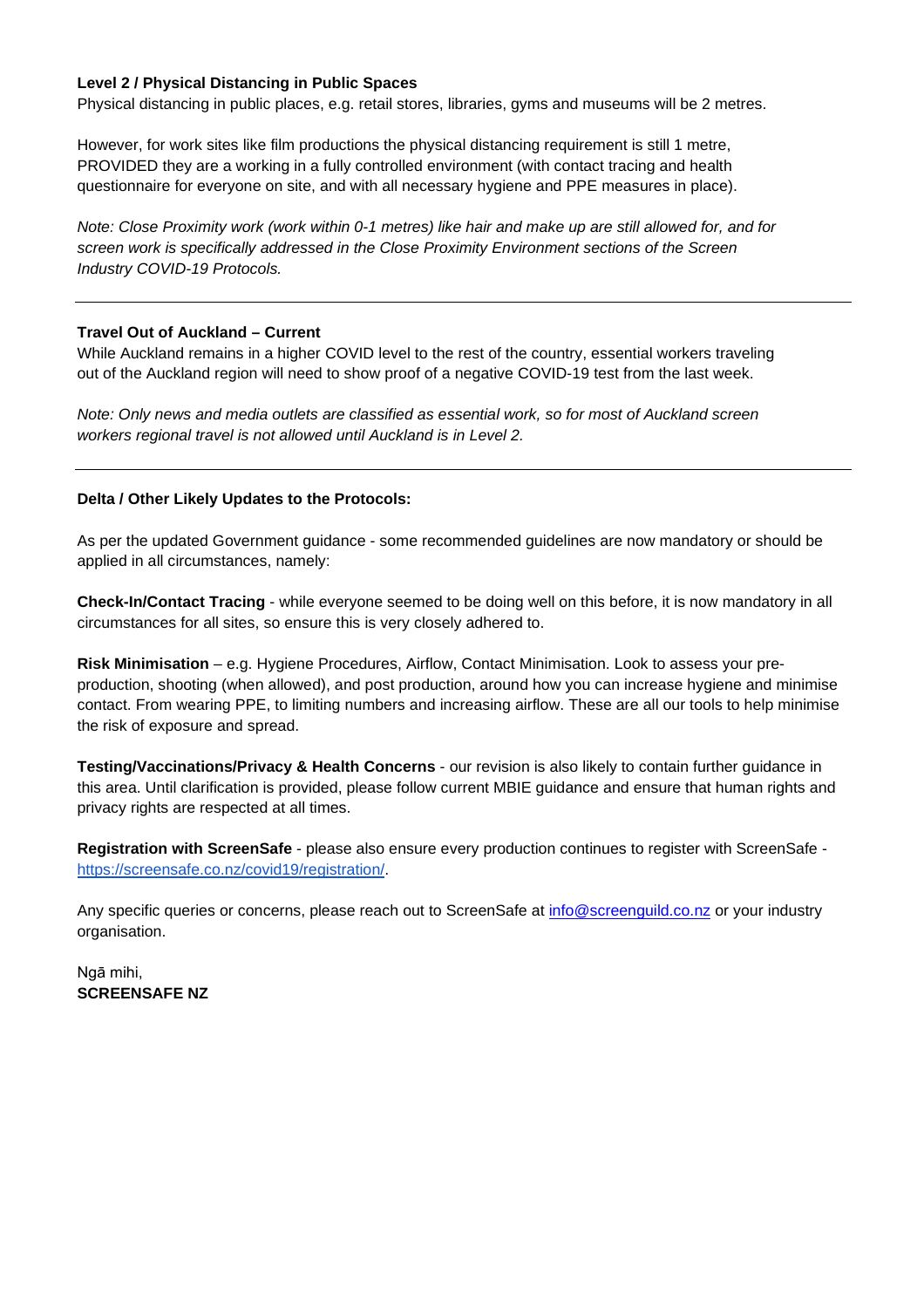**Level 2 / Physical Distancing in Public Spaces**
Physical distancing in public places, e.g. retail stores, libraries, gyms and museums will be 2 metres.

However, for work sites like film productions the physical distancing requirement is still 1 metre, PROVIDED they are a working in a fully controlled environment (with contact tracing and health questionnaire for everyone on site, and with all necessary hygiene and PPE measures in place).

*Note: Close Proximity work (work within 0-1 metres) like hair and make up are still allowed for, and for screen work is specifically addressed in the Close Proximity Environment sections of the Screen Industry COVID-19 Protocols.*

---

**Travel Out of Auckland – Current**
While Auckland remains in a higher COVID level to the rest of the country, essential workers traveling out of the Auckland region will need to show proof of a negative COVID-19 test from the last week.

*Note: Only news and media outlets are classified as essential work, so for most of Auckland screen workers regional travel is not allowed until Auckland is in Level 2.*

---

**Delta / Other Likely Updates to the Protocols:**

As per the updated Government guidance - some recommended guidelines are now mandatory or should be applied in all circumstances, namely:

**Check-In/Contact Tracing** - while everyone seemed to be doing well on this before, it is now mandatory in all circumstances for all sites, so ensure this is very closely adhered to.

**Risk Minimisation** – e.g. Hygiene Procedures, Airflow, Contact Minimisation. Look to assess your pre-production, shooting (when allowed), and post production, around how you can increase hygiene and minimise contact. From wearing PPE, to limiting numbers and increasing airflow. These are all our tools to help minimise the risk of exposure and spread.

**Testing/Vaccinations/Privacy & Health Concerns** - our revision is also likely to contain further guidance in this area. Until clarification is provided, please follow current MBIE guidance and ensure that human rights and privacy rights are respected at all times.

**Registration with ScreenSafe** - please also ensure every production continues to register with ScreenSafe - [https://screensafe.co.nz/covid19/registration/](https://screensafe.co.nz/covid19/registration/).

Any specific queries or concerns, please reach out to ScreenSafe at [info@screenguild.co.nz](mailto:info@screenguild.co.nz) or your industry organisation.

Ngā mihi,
**SCREENSAFE NZ**